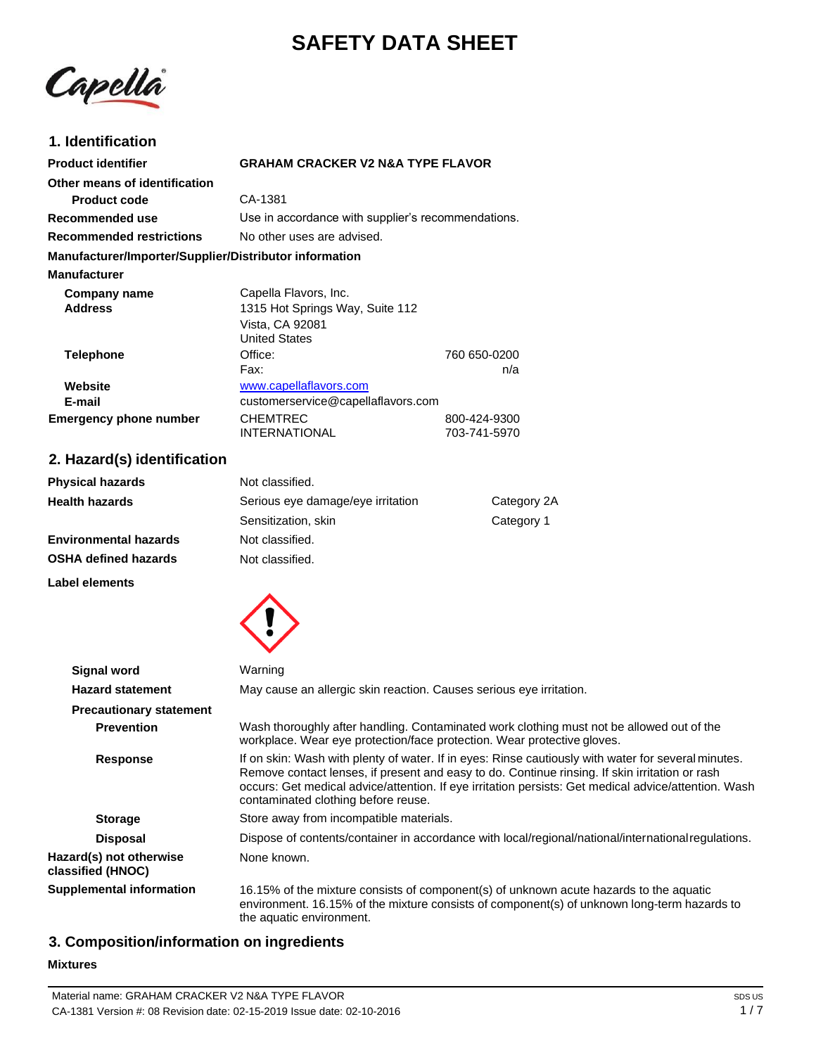# SAFETY DATA SHEET

## 1. Identification

| | |
|---|---|
| **Product identifier** | **GRAHAM CRACKER V2 N&A TYPE FLAVOR** |
| **Other means of identification** | |
| **Product code** | CA-1381 |
| **Recommended use** | Use in accordance with supplier's recommendations. |
| **Recommended restrictions** | No other uses are advised. |

**Manufacturer/Importer/Supplier/Distributor information**

**Manufacturer**

| | | |
|---|---|---|
| **Company name** | Capella Flavors, Inc. | |
| **Address** | 1315 Hot Springs Way, Suite 112<br>Vista, CA 92081<br>United States | |
| **Telephone** | Office: | 760 650-0200 |
| | Fax: | n/a |
| **Website** | www.capellaflavors.com | |
| **E-mail** | customerservice@capellaflavors.com | |
| **Emergency phone number** | CHEMTREC | 800-424-9300 |
| | INTERNATIONAL | 703-741-5970 |

## 2. Hazard(s) identification

| | | |
|---|---|---|
| **Physical hazards** | Not classified. | |
| **Health hazards** | Serious eye damage/eye irritation | Category 2A |
| | Sensitization, skin | Category 1 |
| **Environmental hazards** | Not classified. | |
| **OSHA defined hazards** | Not classified. | |

**Label elements**

**Signal word** Warning

**Hazard statement** May cause an allergic skin reaction. Causes serious eye irritation.

**Precautionary statement**

**Prevention** Wash thoroughly after handling. Contaminated work clothing must not be allowed out of the workplace. Wear eye protection/face protection. Wear protective gloves.

**Response** If on skin: Wash with plenty of water. If in eyes: Rinse cautiously with water for several minutes. Remove contact lenses, if present and easy to do. Continue rinsing. If skin irritation or rash occurs: Get medical advice/attention. If eye irritation persists: Get medical advice/attention. Wash contaminated clothing before reuse.

**Storage** Store away from incompatible materials.

**Disposal** Dispose of contents/container in accordance with local/regional/national/international regulations.

**Hazard(s) not otherwise classified (HNOC)** None known.

**Supplemental information** 16.15% of the mixture consists of component(s) of unknown acute hazards to the aquatic environment. 16.15% of the mixture consists of component(s) of unknown long-term hazards to the aquatic environment.

## 3. Composition/information on ingredients

**Mixtures**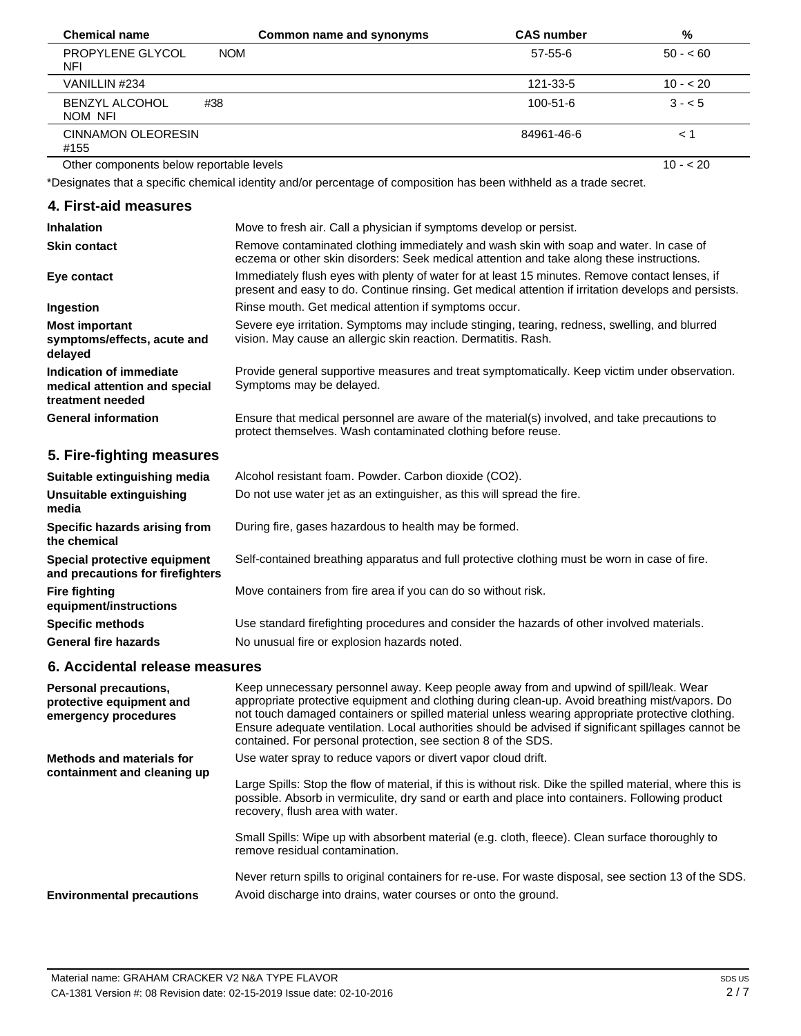| Chemical name | Common name and synonyms | CAS number | % |
| --- | --- | --- | --- |
| PROPYLENE GLYCOL NFI | NOM | 57-55-6 | 50 - < 60 |
| VANILLIN #234 | | 121-33-5 | 10 - < 20 |
| BENZYL ALCOHOL NOM NFI | #38 | 100-51-6 | 3 - < 5 |
| CINNAMON OLEORESIN #155 | | 84961-46-6 | < 1 |
| Other components below reportable levels | | | 10 - < 20 |

*Designates that a specific chemical identity and/or percentage of composition has been withheld as a trade secret.

## 4. First-aid measures

**Inhalation**
Move to fresh air. Call a physician if symptoms develop or persist.

**Skin contact**
Remove contaminated clothing immediately and wash skin with soap and water. In case of eczema or other skin disorders: Seek medical attention and take along these instructions.

**Eye contact**
Immediately flush eyes with plenty of water for at least 15 minutes. Remove contact lenses, if present and easy to do. Continue rinsing. Get medical attention if irritation develops and persists.

**Ingestion**
Rinse mouth. Get medical attention if symptoms occur.

**Most important symptoms/effects, acute and delayed**
Severe eye irritation. Symptoms may include stinging, tearing, redness, swelling, and blurred vision. May cause an allergic skin reaction. Dermatitis. Rash.

**Indication of immediate medical attention and special treatment needed**
Provide general supportive measures and treat symptomatically. Keep victim under observation. Symptoms may be delayed.

**General information**
Ensure that medical personnel are aware of the material(s) involved, and take precautions to protect themselves. Wash contaminated clothing before reuse.

## 5. Fire-fighting measures

**Suitable extinguishing media**
Alcohol resistant foam. Powder. Carbon dioxide ($CO_2$).

**Unsuitable extinguishing media**
Do not use water jet as an extinguisher, as this will spread the fire.

**Specific hazards arising from the chemical**
During fire, gases hazardous to health may be formed.

**Special protective equipment and precautions for firefighters**
Self-contained breathing apparatus and full protective clothing must be worn in case of fire.

**Fire fighting equipment/instructions**
Move containers from fire area if you can do so without risk.

**Specific methods**
Use standard firefighting procedures and consider the hazards of other involved materials.

**General fire hazards**
No unusual fire or explosion hazards noted.

## 6. Accidental release measures

**Personal precautions, protective equipment and emergency procedures**
Keep unnecessary personnel away. Keep people away from and upwind of spill/leak. Wear appropriate protective equipment and clothing during clean-up. Avoid breathing mist/vapors. Do not touch damaged containers or spilled material unless wearing appropriate protective clothing. Ensure adequate ventilation. Local authorities should be advised if significant spillages cannot be contained. For personal protection, see section 8 of the SDS.

**Methods and materials for containment and cleaning up**
Use water spray to reduce vapors or divert vapor cloud drift.

Large Spills: Stop the flow of material, if this is without risk. Dike the spilled material, where this is possible. Absorb in vermiculite, dry sand or earth and place into containers. Following product recovery, flush area with water.

Small Spills: Wipe up with absorbent material (e.g. cloth, fleece). Clean surface thoroughly to remove residual contamination.

Never return spills to original containers for re-use. For waste disposal, see section 13 of the SDS.

**Environmental precautions**
Avoid discharge into drains, water courses or onto the ground.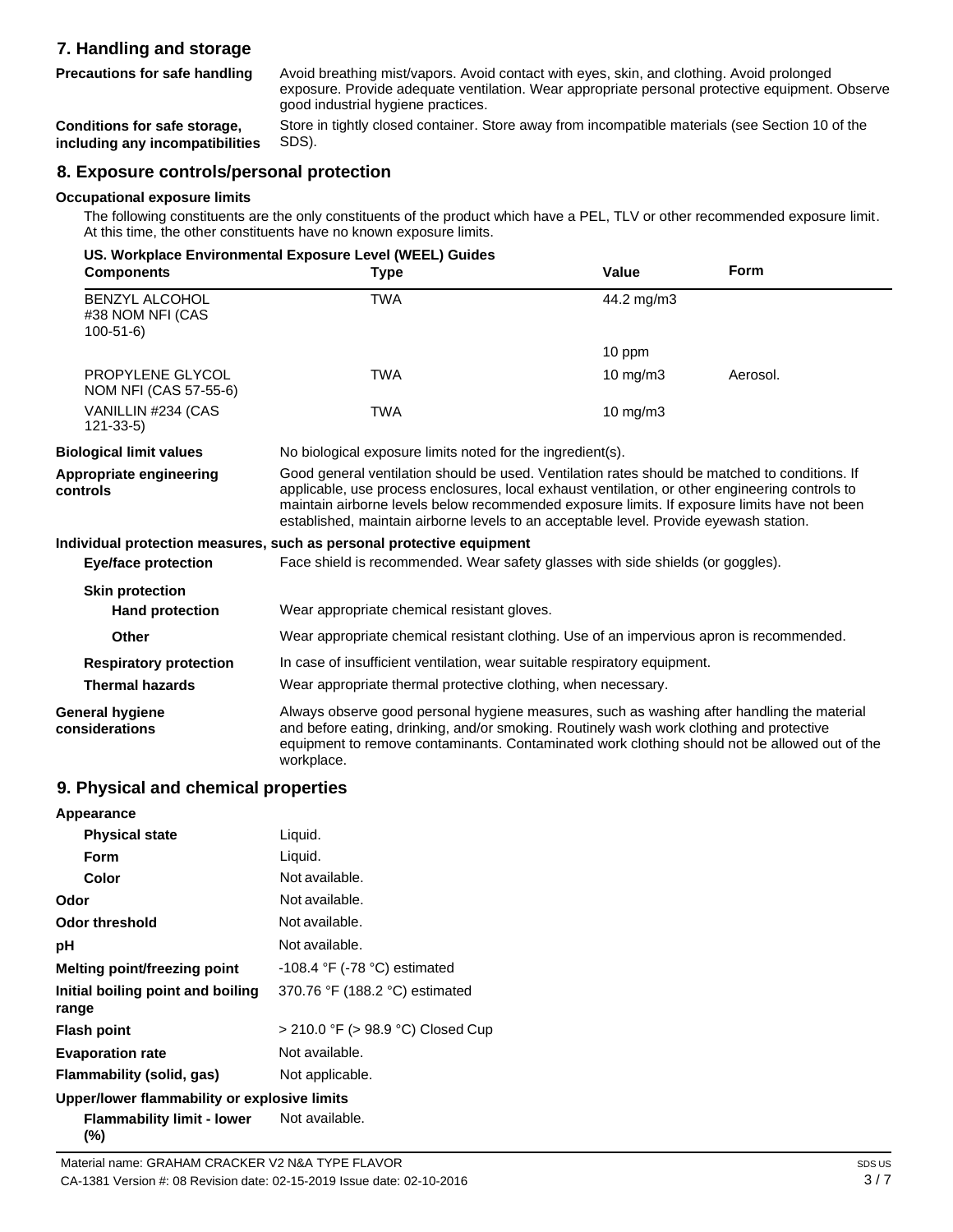## 7. Handling and storage

**Precautions for safe handling** Avoid breathing mist/vapors. Avoid contact with eyes, skin, and clothing. Avoid prolonged exposure. Provide adequate ventilation. Wear appropriate personal protective equipment. Observe good industrial hygiene practices.

**Conditions for safe storage, including any incompatibilities** Store in tightly closed container. Store away from incompatible materials (see Section 10 of the SDS).

## 8. Exposure controls/personal protection

**Occupational exposure limits**

The following constituents are the only constituents of the product which have a PEL, TLV or other recommended exposure limit. At this time, the other constituents have no known exposure limits.

**US. Workplace Environmental Exposure Level (WEEL) Guides**

| Components | Type | Value | Form |
|---|---|---|---|
| BENZYL ALCOHOL #38 NOM NFI (CAS 100-51-6) | TWA | 44.2 mg/m3 | |
| | | 10 ppm | |
| PROPYLENE GLYCOL NOM NFI (CAS 57-55-6) | TWA | 10 mg/m3 | Aerosol. |
| VANILLIN #234 (CAS 121-33-5) | TWA | 10 mg/m3 | |

**Biological limit values** No biological exposure limits noted for the ingredient(s).

**Appropriate engineering controls** Good general ventilation should be used. Ventilation rates should be matched to conditions. If applicable, use process enclosures, local exhaust ventilation, or other engineering controls to maintain airborne levels below recommended exposure limits. If exposure limits have not been established, maintain airborne levels to an acceptable level. Provide eyewash station.

**Individual protection measures, such as personal protective equipment**

**Eye/face protection** Face shield is recommended. Wear safety glasses with side shields (or goggles).

**Skin protection**

**Hand protection** Wear appropriate chemical resistant gloves.

**Other** Wear appropriate chemical resistant clothing. Use of an impervious apron is recommended.

**Respiratory protection** In case of insufficient ventilation, wear suitable respiratory equipment.

**Thermal hazards** Wear appropriate thermal protective clothing, when necessary.

**General hygiene considerations** Always observe good personal hygiene measures, such as washing after handling the material and before eating, drinking, and/or smoking. Routinely wash work clothing and protective equipment to remove contaminants. Contaminated work clothing should not be allowed out of the workplace.

## 9. Physical and chemical properties

**Appearance**

| | |
|---|---|
| **Physical state** | Liquid. |
| **Form** | Liquid. |
| **Color** | Not available. |
| **Odor** | Not available. |
| **Odor threshold** | Not available. |
| **pH** | Not available. |
| **Melting point/freezing point** | -108.4 °F (-78 °C) estimated |
| **Initial boiling point and boiling range** | 370.76 °F (188.2 °C) estimated |
| **Flash point** | > 210.0 °F (> 98.9 °C) Closed Cup |
| **Evaporation rate** | Not available. |
| **Flammability (solid, gas)** | Not applicable. |

**Upper/lower flammability or explosive limits**

**Flammability limit - lower (%)** Not available.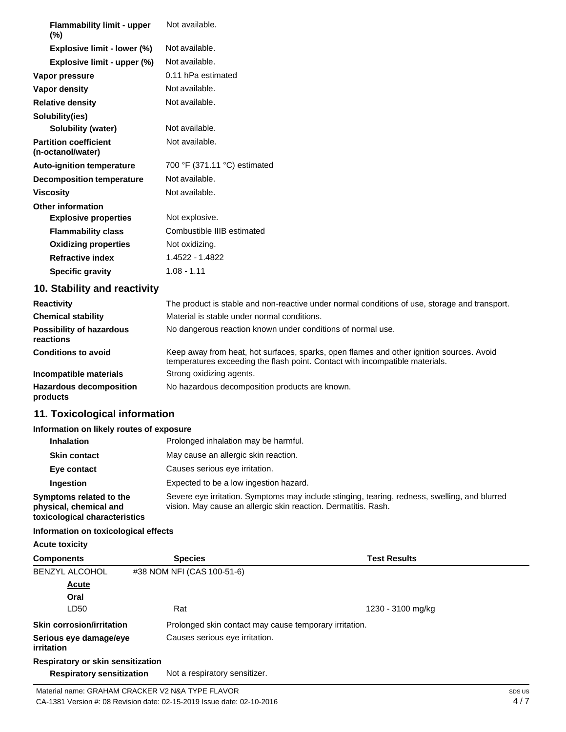| | |
|---|---|
| **Flammability limit - upper (%)** | Not available. |
| **Explosive limit - lower (%)** | Not available. |
| **Explosive limit - upper (%)** | Not available. |
| **Vapor pressure** | 0.11 hPa estimated |
| **Vapor density** | Not available. |
| **Relative density** | Not available. |
| **Solubility(ies)** | |
| **Solubility (water)** | Not available. |
| **Partition coefficient (n-octanol/water)** | Not available. |
| **Auto-ignition temperature** | 700 °F (371.11 °C) estimated |
| **Decomposition temperature** | Not available. |
| **Viscosity** | Not available. |
| **Other information** | |
| **Explosive properties** | Not explosive. |
| **Flammability class** | Combustible IIIB estimated |
| **Oxidizing properties** | Not oxidizing. |
| **Refractive index** | 1.4522 - 1.4822 |
| **Specific gravity** | 1.08 - 1.11 |

## 10. Stability and reactivity

| | |
|---|---|
| **Reactivity** | The product is stable and non-reactive under normal conditions of use, storage and transport. |
| **Chemical stability** | Material is stable under normal conditions. |
| **Possibility of hazardous reactions** | No dangerous reaction known under conditions of normal use. |
| **Conditions to avoid** | Keep away from heat, hot surfaces, sparks, open flames and other ignition sources. Avoid temperatures exceeding the flash point. Contact with incompatible materials. |
| **Incompatible materials** | Strong oxidizing agents. |
| **Hazardous decomposition products** | No hazardous decomposition products are known. |

## 11. Toxicological information

**Information on likely routes of exposure**

| | |
|---|---|
| **Inhalation** | Prolonged inhalation may be harmful. |
| **Skin contact** | May cause an allergic skin reaction. |
| **Eye contact** | Causes serious eye irritation. |
| **Ingestion** | Expected to be a low ingestion hazard. |
| **Symptoms related to the physical, chemical and toxicological characteristics** | Severe eye irritation. Symptoms may include stinging, tearing, redness, swelling, and blurred vision. May cause an allergic skin reaction. Dermatitis. Rash. |

**Information on toxicological effects**

**Acute toxicity**

| Components | Species | Test Results |
|---|---|---|
| BENZYL ALCOHOL | #38 NOM NFI (CAS 100-51-6) | |
| **Acute** | | |
| **Oral** | | |
| LD50 | Rat | 1230 - 3100 mg/kg |

| | |
|---|---|
| **Skin corrosion/irritation** | Prolonged skin contact may cause temporary irritation. |
| **Serious eye damage/eye irritation** | Causes serious eye irritation. |

**Respiratory or skin sensitization**

| | |
|---|---|
| **Respiratory sensitization** | Not a respiratory sensitizer. |

Material name: GRAHAM CRACKER V2 N&A TYPE FLAVOR

CA-1381 Version #: 08 Revision date: 02-15-2019 Issue date: 02-10-2016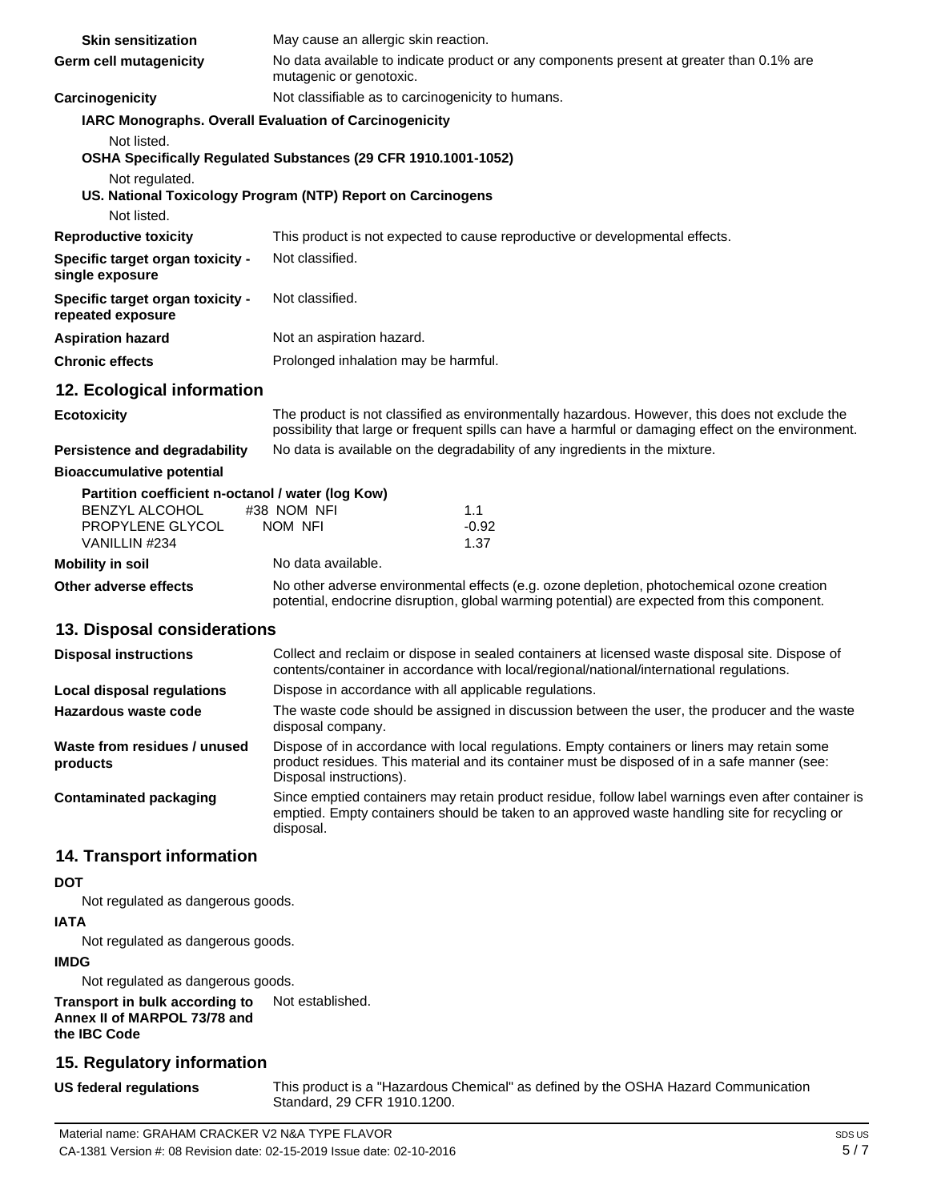**Skin sensitization** May cause an allergic skin reaction.

**Germ cell mutagenicity** No data available to indicate product or any components present at greater than 0.1% are mutagenic or genotoxic.

**Carcinogenicity** Not classifiable as to carcinogenicity to humans.

**IARC Monographs. Overall Evaluation of Carcinogenicity**

Not listed.

**OSHA Specifically Regulated Substances (29 CFR 1910.1001-1052)**

Not regulated.

**US. National Toxicology Program (NTP) Report on Carcinogens**

Not listed.

**Reproductive toxicity** This product is not expected to cause reproductive or developmental effects.

**Specific target organ toxicity - single exposure** Not classified.

**Specific target organ toxicity - repeated exposure** Not classified.

**Aspiration hazard** Not an aspiration hazard.

**Chronic effects** Prolonged inhalation may be harmful.

## 12. Ecological information

**Ecotoxicity** The product is not classified as environmentally hazardous. However, this does not exclude the possibility that large or frequent spills can have a harmful or damaging effect on the environment.

**Persistence and degradability** No data is available on the degradability of any ingredients in the mixture.

**Bioaccumulative potential**

**Partition coefficient n-octanol / water (log Kow)**

| | |
|---|---|
| BENZYL ALCOHOL #38 NOM NFI | 1.1 |
| PROPYLENE GLYCOL NOM NFI | -0.92 |
| VANILLIN #234 | 1.37 |

**Mobility in soil** No data available.

**Other adverse effects** No other adverse environmental effects (e.g. ozone depletion, photochemical ozone creation potential, endocrine disruption, global warming potential) are expected from this component.

## 13. Disposal considerations

**Disposal instructions** Collect and reclaim or dispose in sealed containers at licensed waste disposal site. Dispose of contents/container in accordance with local/regional/national/international regulations.

**Local disposal regulations** Dispose in accordance with all applicable regulations.

**Hazardous waste code** The waste code should be assigned in discussion between the user, the producer and the waste disposal company.

**Waste from residues / unused products** Dispose of in accordance with local regulations. Empty containers or liners may retain some product residues. This material and its container must be disposed of in a safe manner (see: Disposal instructions).

**Contaminated packaging** Since emptied containers may retain product residue, follow label warnings even after container is emptied. Empty containers should be taken to an approved waste handling site for recycling or disposal.

## 14. Transport information

**DOT**

Not regulated as dangerous goods.

**IATA**

Not regulated as dangerous goods.

**IMDG**

Not regulated as dangerous goods.

**Transport in bulk according to Annex II of MARPOL 73/78 and the IBC Code** Not established.

## 15. Regulatory information

**US federal regulations** This product is a "Hazardous Chemical" as defined by the OSHA Hazard Communication Standard, 29 CFR 1910.1200.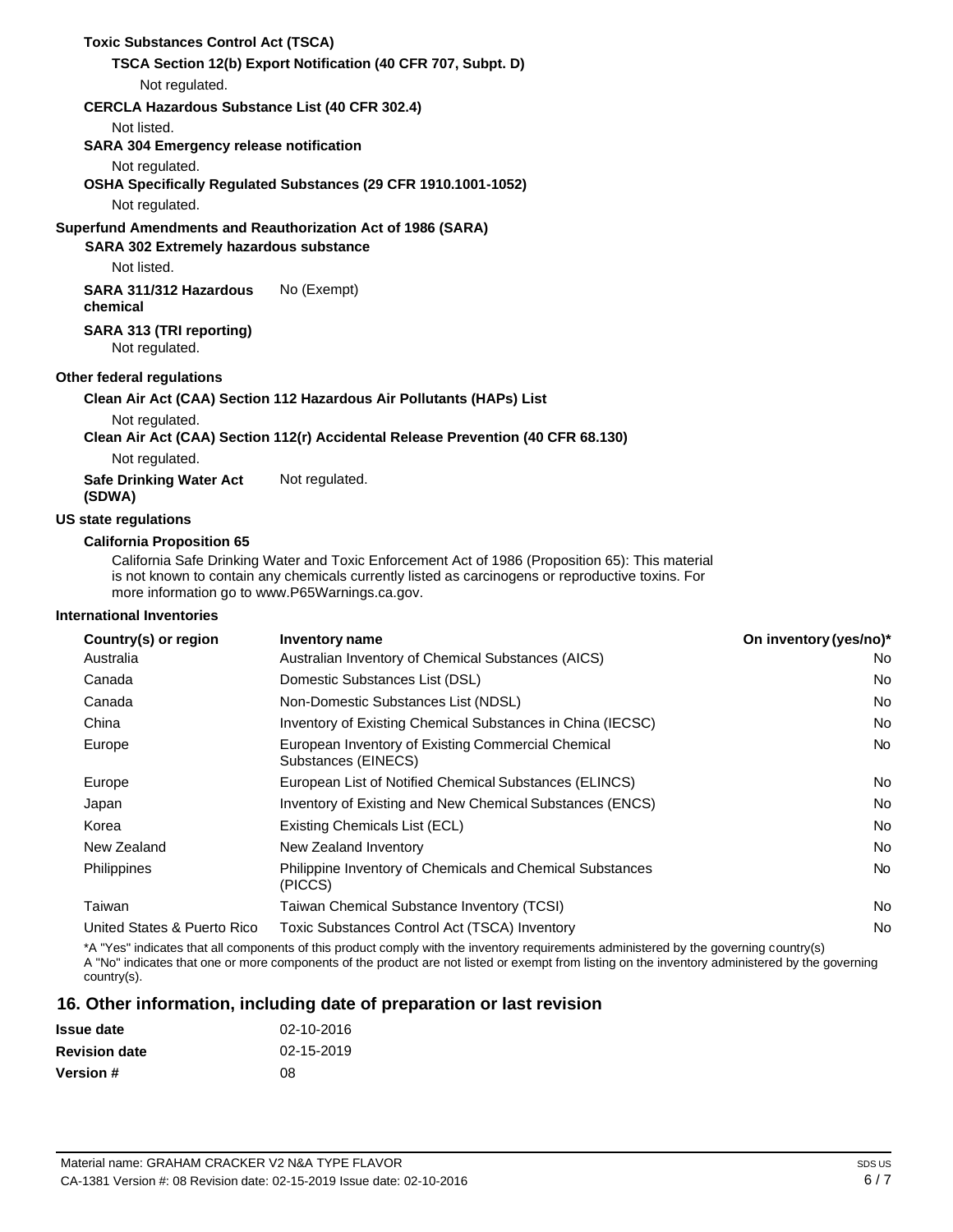**Toxic Substances Control Act (TSCA)**

**TSCA Section 12(b) Export Notification (40 CFR 707, Subpt. D)**

Not regulated.

**CERCLA Hazardous Substance List (40 CFR 302.4)**

Not listed.

**SARA 304 Emergency release notification**

Not regulated.

**OSHA Specifically Regulated Substances (29 CFR 1910.1001-1052)**

Not regulated.

**Superfund Amendments and Reauthorization Act of 1986 (SARA)**

**SARA 302 Extremely hazardous substance**

Not listed.

**SARA 311/312 Hazardous chemical** No (Exempt)

**SARA 313 (TRI reporting)**

Not regulated.

**Other federal regulations**

**Clean Air Act (CAA) Section 112 Hazardous Air Pollutants (HAPs) List**

Not regulated.

**Clean Air Act (CAA) Section 112(r) Accidental Release Prevention (40 CFR 68.130)**

Not regulated.

**Safe Drinking Water Act (SDWA)** Not regulated.

**US state regulations**

**California Proposition 65**

California Safe Drinking Water and Toxic Enforcement Act of 1986 (Proposition 65): This material is not known to contain any chemicals currently listed as carcinogens or reproductive toxins. For more information go to www.P65Warnings.ca.gov.

**International Inventories**

| Country(s) or region | Inventory name | On inventory (yes/no)* |
|---|---|---|
| Australia | Australian Inventory of Chemical Substances (AICS) | No |
| Canada | Domestic Substances List (DSL) | No |
| Canada | Non-Domestic Substances List (NDSL) | No |
| China | Inventory of Existing Chemical Substances in China (IECSC) | No |
| Europe | European Inventory of Existing Commercial Chemical Substances (EINECS) | No |
| Europe | European List of Notified Chemical Substances (ELINCS) | No |
| Japan | Inventory of Existing and New Chemical Substances (ENCS) | No |
| Korea | Existing Chemicals List (ECL) | No |
| New Zealand | New Zealand Inventory | No |
| Philippines | Philippine Inventory of Chemicals and Chemical Substances (PICCS) | No |
| Taiwan | Taiwan Chemical Substance Inventory (TCSI) | No |
| United States & Puerto Rico | Toxic Substances Control Act (TSCA) Inventory | No |

*A "Yes" indicates that all components of this product comply with the inventory requirements administered by the governing country(s)
A "No" indicates that one or more components of the product are not listed or exempt from listing on the inventory administered by the governing country(s).

## 16. Other information, including date of preparation or last revision

| | |
|---|---|
| **Issue date** | 02-10-2016 |
| **Revision date** | 02-15-2019 |
| **Version #** | 08 |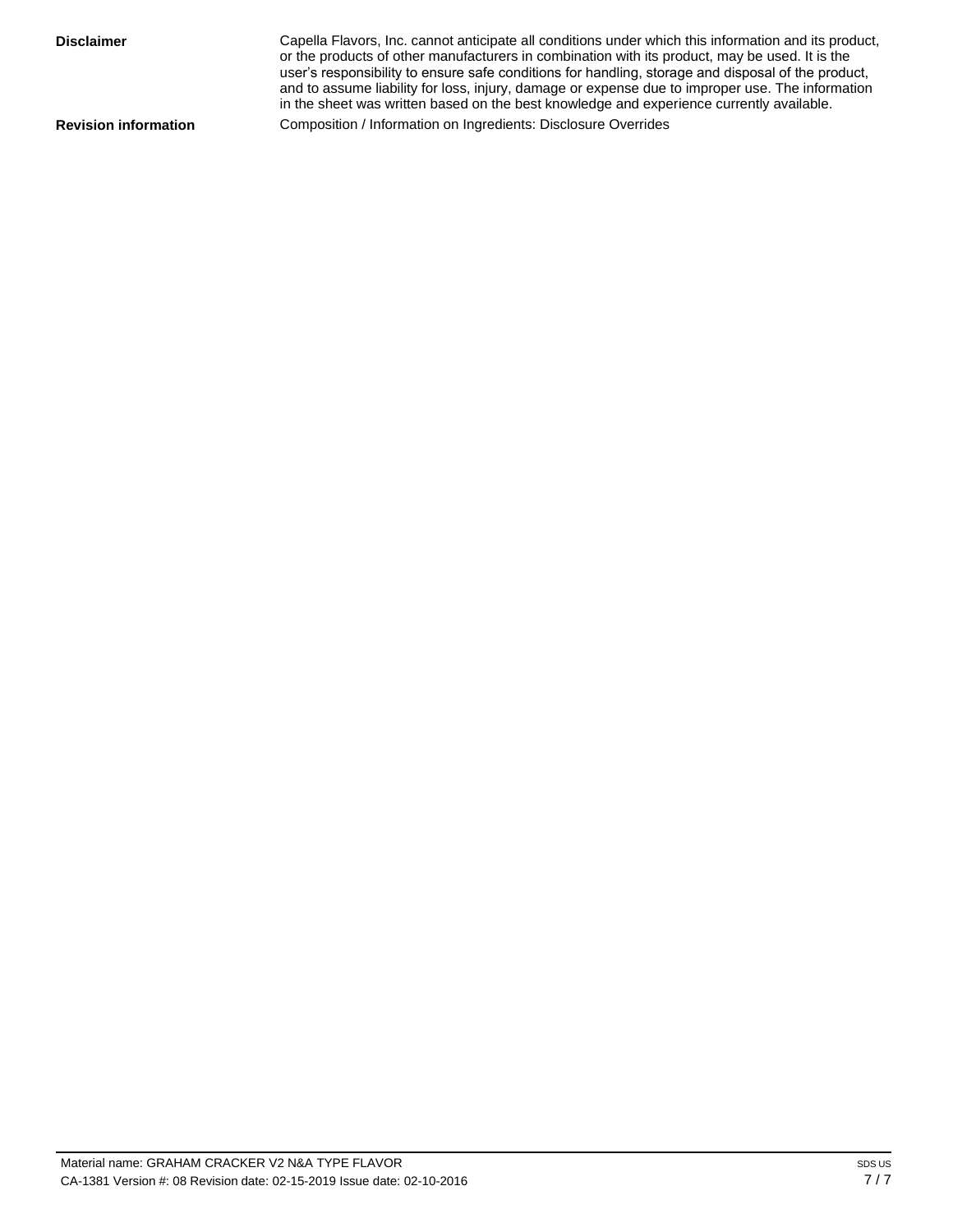**Disclaimer**

Capella Flavors, Inc. cannot anticipate all conditions under which this information and its product, or the products of other manufacturers in combination with its product, may be used. It is the user's responsibility to ensure safe conditions for handling, storage and disposal of the product, and to assume liability for loss, injury, damage or expense due to improper use. The information in the sheet was written based on the best knowledge and experience currently available.

**Revision information**

Composition / Information on Ingredients: Disclosure Overrides